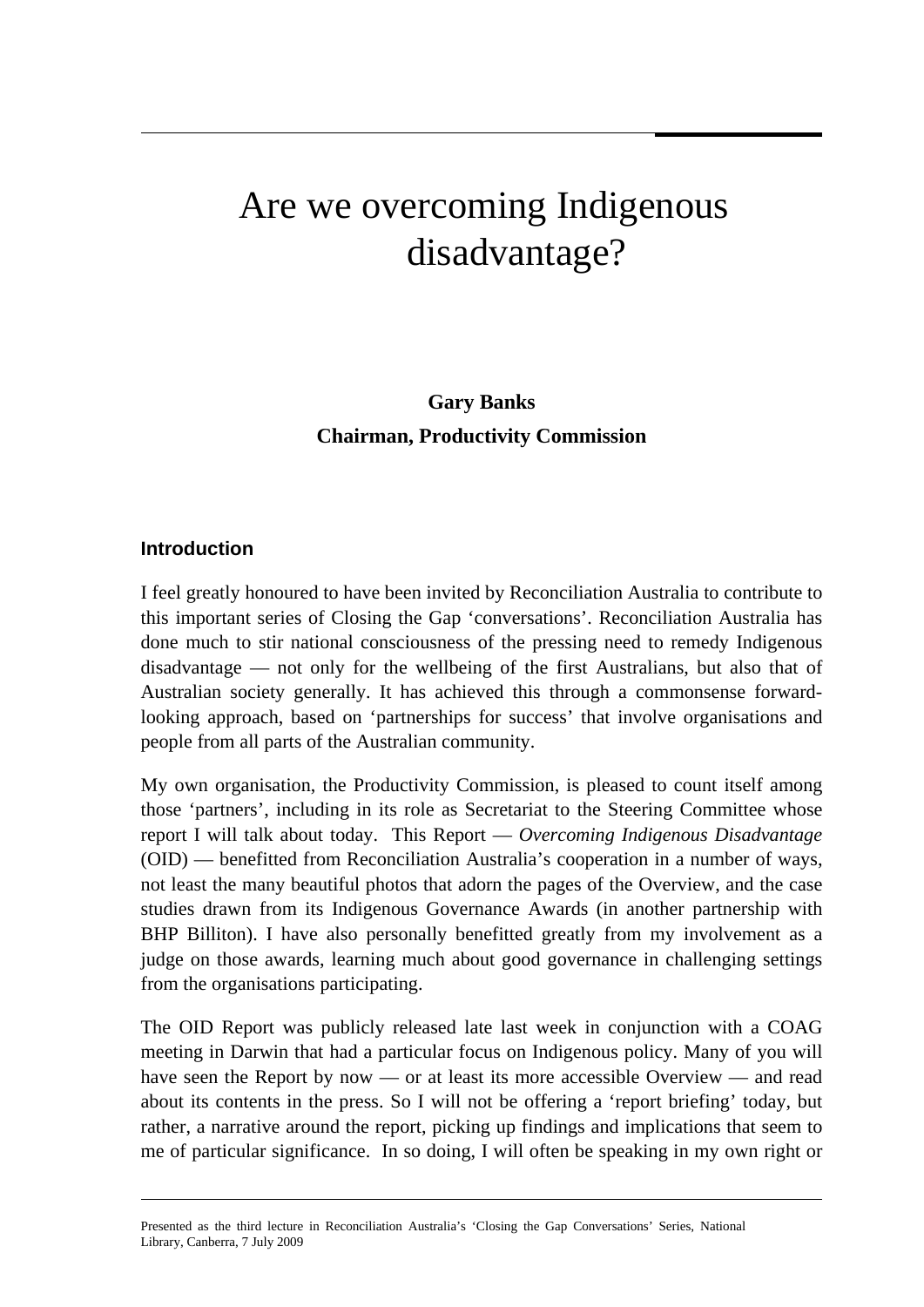# Are we overcoming Indigenous disadvantage?

**Gary Banks**

**Chairman, Productivity Commission**

## Introduction

I feel greatly honoured to have been invited by Reconciliation Australia to contribute to this important series of Closing the Gap 'conversations'. Reconciliation Australia has done much to stir national consciousness of the pressing need to remedy Indigenous disadvantage — not only for the wellbeing of the first Australians, but also that of Australian society generally. It has achieved this through a commonsense forward-looking approach, based on 'partnerships for success' that involve organisations and people from all parts of the Australian community.

My own organisation, the Productivity Commission, is pleased to count itself among those 'partners', including in its role as Secretariat to the Steering Committee whose report I will talk about today. This Report — *Overcoming Indigenous Disadvantage* (OID) — benefitted from Reconciliation Australia's cooperation in a number of ways, not least the many beautiful photos that adorn the pages of the Overview, and the case studies drawn from its Indigenous Governance Awards (in another partnership with BHP Billiton). I have also personally benefitted greatly from my involvement as a judge on those awards, learning much about good governance in challenging settings from the organisations participating.

The OID Report was publicly released late last week in conjunction with a COAG meeting in Darwin that had a particular focus on Indigenous policy. Many of you will have seen the Report by now — or at least its more accessible Overview — and read about its contents in the press. So I will not be offering a 'report briefing' today, but rather, a narrative around the report, picking up findings and implications that seem to me of particular significance. In so doing, I will often be speaking in my own right or

Presented as the third lecture in Reconciliation Australia's 'Closing the Gap Conversations' Series, National Library, Canberra, 7 July 2009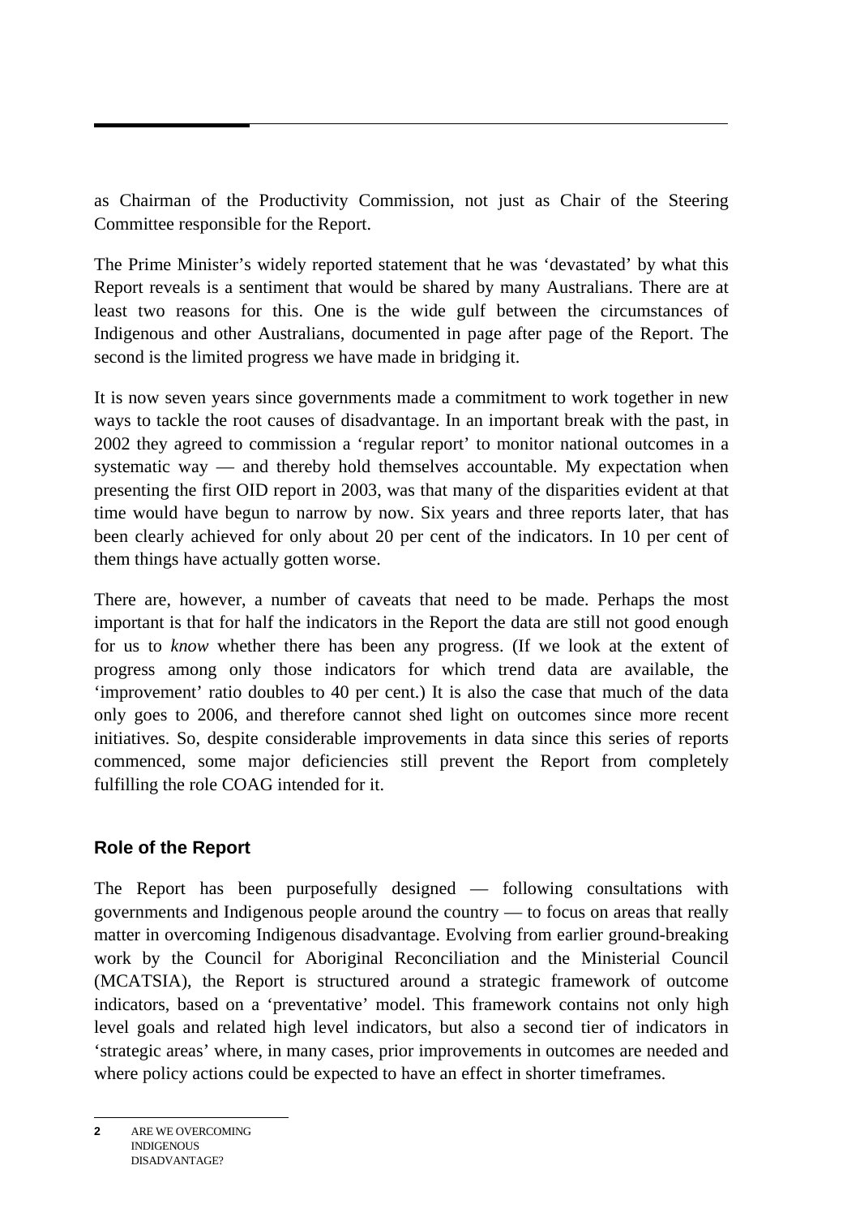as Chairman of the Productivity Commission, not just as Chair of the Steering Committee responsible for the Report.

The Prime Minister's widely reported statement that he was 'devastated' by what this Report reveals is a sentiment that would be shared by many Australians. There are at least two reasons for this. One is the wide gulf between the circumstances of Indigenous and other Australians, documented in page after page of the Report. The second is the limited progress we have made in bridging it.

It is now seven years since governments made a commitment to work together in new ways to tackle the root causes of disadvantage. In an important break with the past, in 2002 they agreed to commission a 'regular report' to monitor national outcomes in a systematic way — and thereby hold themselves accountable. My expectation when presenting the first OID report in 2003, was that many of the disparities evident at that time would have begun to narrow by now. Six years and three reports later, that has been clearly achieved for only about 20 per cent of the indicators. In 10 per cent of them things have actually gotten worse.

There are, however, a number of caveats that need to be made. Perhaps the most important is that for half the indicators in the Report the data are still not good enough for us to *know* whether there has been any progress. (If we look at the extent of progress among only those indicators for which trend data are available, the 'improvement' ratio doubles to 40 per cent.) It is also the case that much of the data only goes to 2006, and therefore cannot shed light on outcomes since more recent initiatives. So, despite considerable improvements in data since this series of reports commenced, some major deficiencies still prevent the Report from completely fulfilling the role COAG intended for it.

## Role of the Report

The Report has been purposefully designed — following consultations with governments and Indigenous people around the country — to focus on areas that really matter in overcoming Indigenous disadvantage. Evolving from earlier ground-breaking work by the Council for Aboriginal Reconciliation and the Ministerial Council (MCATSIA), the Report is structured around a strategic framework of outcome indicators, based on a 'preventative' model. This framework contains not only high level goals and related high level indicators, but also a second tier of indicators in 'strategic areas' where, in many cases, prior improvements in outcomes are needed and where policy actions could be expected to have an effect in shorter timeframes.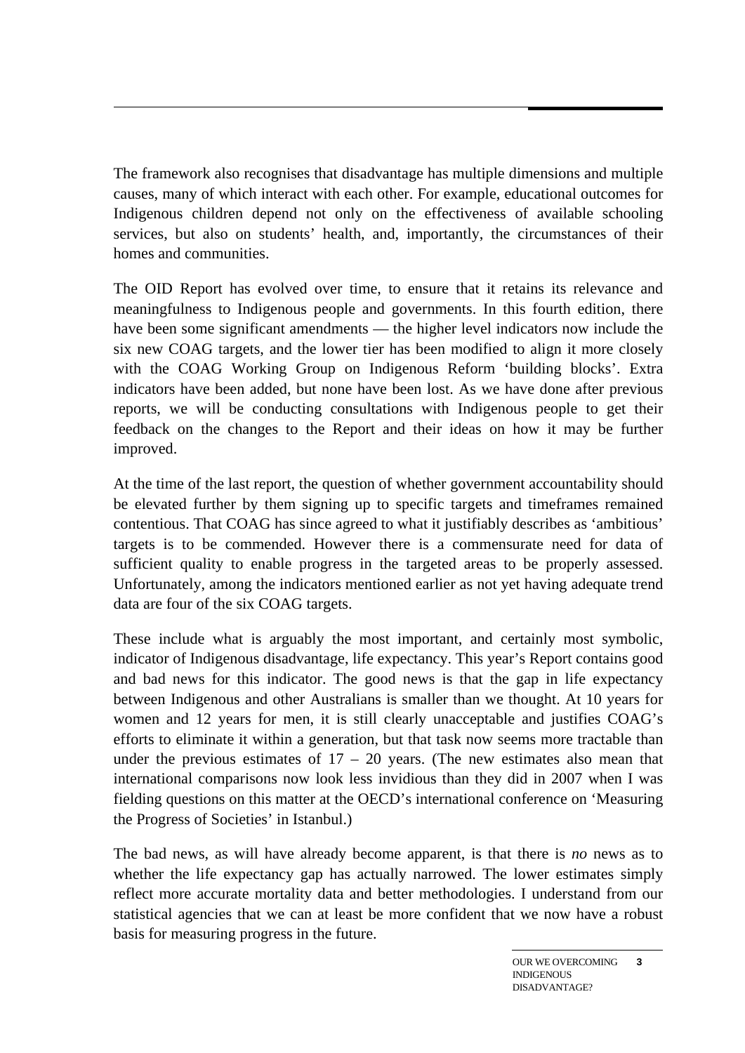The framework also recognises that disadvantage has multiple dimensions and multiple causes, many of which interact with each other. For example, educational outcomes for Indigenous children depend not only on the effectiveness of available schooling services, but also on students' health, and, importantly, the circumstances of their homes and communities.

The OID Report has evolved over time, to ensure that it retains its relevance and meaningfulness to Indigenous people and governments. In this fourth edition, there have been some significant amendments — the higher level indicators now include the six new COAG targets, and the lower tier has been modified to align it more closely with the COAG Working Group on Indigenous Reform 'building blocks'. Extra indicators have been added, but none have been lost. As we have done after previous reports, we will be conducting consultations with Indigenous people to get their feedback on the changes to the Report and their ideas on how it may be further improved.

At the time of the last report, the question of whether government accountability should be elevated further by them signing up to specific targets and timeframes remained contentious. That COAG has since agreed to what it justifiably describes as 'ambitious' targets is to be commended. However there is a commensurate need for data of sufficient quality to enable progress in the targeted areas to be properly assessed. Unfortunately, among the indicators mentioned earlier as not yet having adequate trend data are four of the six COAG targets.

These include what is arguably the most important, and certainly most symbolic, indicator of Indigenous disadvantage, life expectancy. This year's Report contains good and bad news for this indicator. The good news is that the gap in life expectancy between Indigenous and other Australians is smaller than we thought. At 10 years for women and 12 years for men, it is still clearly unacceptable and justifies COAG's efforts to eliminate it within a generation, but that task now seems more tractable than under the previous estimates of 17 – 20 years. (The new estimates also mean that international comparisons now look less invidious than they did in 2007 when I was fielding questions on this matter at the OECD's international conference on 'Measuring the Progress of Societies' in Istanbul.)

The bad news, as will have already become apparent, is that there is *no* news as to whether the life expectancy gap has actually narrowed. The lower estimates simply reflect more accurate mortality data and better methodologies. I understand from our statistical agencies that we can at least be more confident that we now have a robust basis for measuring progress in the future.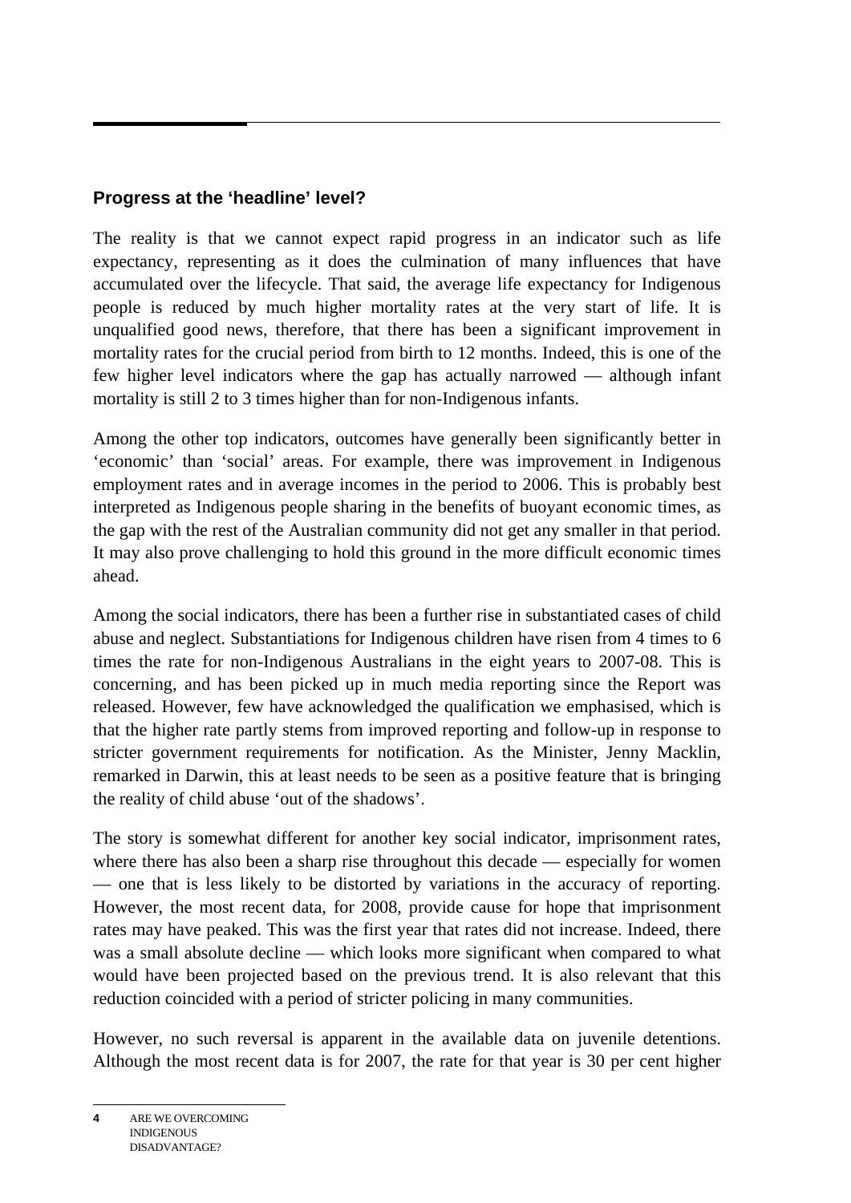## Progress at the 'headline' level?

The reality is that we cannot expect rapid progress in an indicator such as life expectancy, representing as it does the culmination of many influences that have accumulated over the lifecycle. That said, the average life expectancy for Indigenous people is reduced by much higher mortality rates at the very start of life. It is unqualified good news, therefore, that there has been a significant improvement in mortality rates for the crucial period from birth to 12 months. Indeed, this is one of the few higher level indicators where the gap has actually narrowed — although infant mortality is still 2 to 3 times higher than for non-Indigenous infants.

Among the other top indicators, outcomes have generally been significantly better in 'economic' than 'social' areas. For example, there was improvement in Indigenous employment rates and in average incomes in the period to 2006. This is probably best interpreted as Indigenous people sharing in the benefits of buoyant economic times, as the gap with the rest of the Australian community did not get any smaller in that period. It may also prove challenging to hold this ground in the more difficult economic times ahead.

Among the social indicators, there has been a further rise in substantiated cases of child abuse and neglect. Substantiations for Indigenous children have risen from 4 times to 6 times the rate for non-Indigenous Australians in the eight years to 2007-08. This is concerning, and has been picked up in much media reporting since the Report was released. However, few have acknowledged the qualification we emphasised, which is that the higher rate partly stems from improved reporting and follow-up in response to stricter government requirements for notification. As the Minister, Jenny Macklin, remarked in Darwin, this at least needs to be seen as a positive feature that is bringing the reality of child abuse 'out of the shadows'.

The story is somewhat different for another key social indicator, imprisonment rates, where there has also been a sharp rise throughout this decade — especially for women — one that is less likely to be distorted by variations in the accuracy of reporting. However, the most recent data, for 2008, provide cause for hope that imprisonment rates may have peaked. This was the first year that rates did not increase. Indeed, there was a small absolute decline — which looks more significant when compared to what would have been projected based on the previous trend. It is also relevant that this reduction coincided with a period of stricter policing in many communities.

However, no such reversal is apparent in the available data on juvenile detentions. Although the most recent data is for 2007, the rate for that year is 30 per cent higher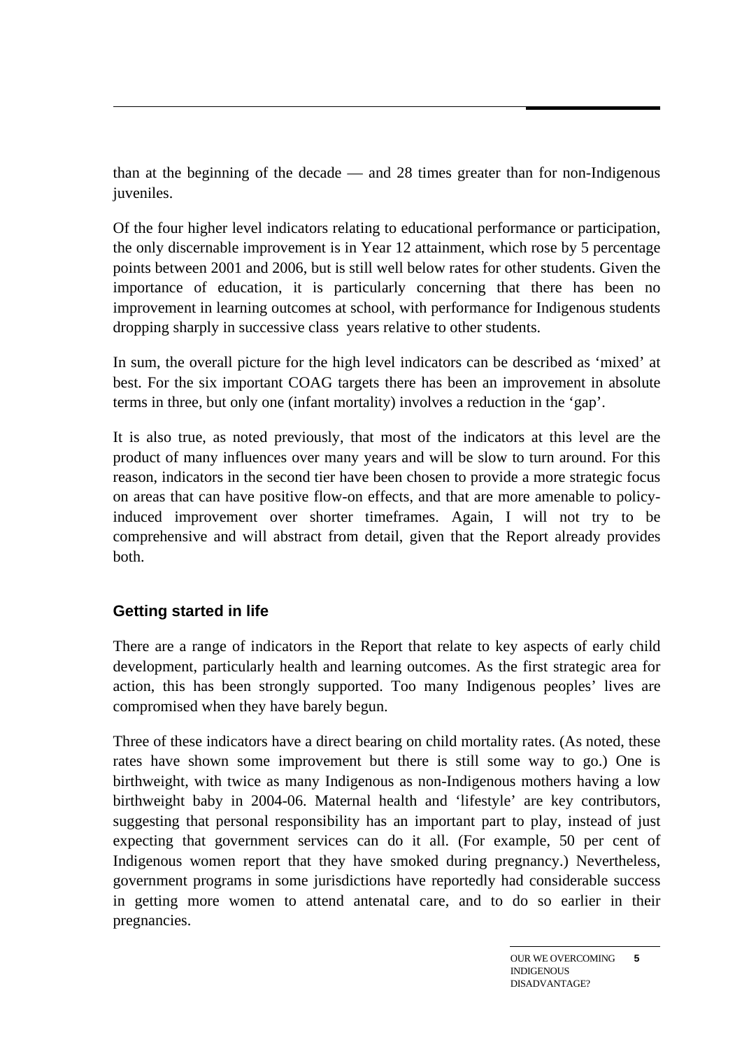than at the beginning of the decade — and 28 times greater than for non-Indigenous juveniles.

Of the four higher level indicators relating to educational performance or participation, the only discernable improvement is in Year 12 attainment, which rose by 5 percentage points between 2001 and 2006, but is still well below rates for other students. Given the importance of education, it is particularly concerning that there has been no improvement in learning outcomes at school, with performance for Indigenous students dropping sharply in successive class years relative to other students.

In sum, the overall picture for the high level indicators can be described as 'mixed' at best. For the six important COAG targets there has been an improvement in absolute terms in three, but only one (infant mortality) involves a reduction in the 'gap'.

It is also true, as noted previously, that most of the indicators at this level are the product of many influences over many years and will be slow to turn around. For this reason, indicators in the second tier have been chosen to provide a more strategic focus on areas that can have positive flow-on effects, and that are more amenable to policy-induced improvement over shorter timeframes. Again, I will not try to be comprehensive and will abstract from detail, given that the Report already provides both.

### Getting started in life

There are a range of indicators in the Report that relate to key aspects of early child development, particularly health and learning outcomes. As the first strategic area for action, this has been strongly supported. Too many Indigenous peoples' lives are compromised when they have barely begun.

Three of these indicators have a direct bearing on child mortality rates. (As noted, these rates have shown some improvement but there is still some way to go.) One is birthweight, with twice as many Indigenous as non-Indigenous mothers having a low birthweight baby in 2004-06. Maternal health and 'lifestyle' are key contributors, suggesting that personal responsibility has an important part to play, instead of just expecting that government services can do it all. (For example, 50 per cent of Indigenous women report that they have smoked during pregnancy.) Nevertheless, government programs in some jurisdictions have reportedly had considerable success in getting more women to attend antenatal care, and to do so earlier in their pregnancies.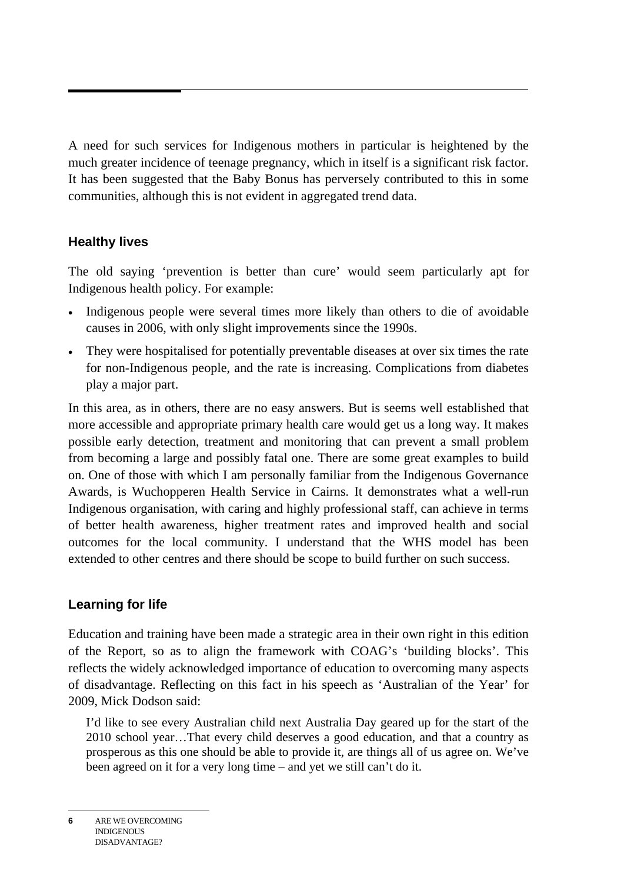A need for such services for Indigenous mothers in particular is heightened by the much greater incidence of teenage pregnancy, which in itself is a significant risk factor. It has been suggested that the Baby Bonus has perversely contributed to this in some communities, although this is not evident in aggregated trend data.

### Healthy lives

The old saying 'prevention is better than cure' would seem particularly apt for Indigenous health policy. For example:

- Indigenous people were several times more likely than others to die of avoidable causes in 2006, with only slight improvements since the 1990s.
- They were hospitalised for potentially preventable diseases at over six times the rate for non-Indigenous people, and the rate is increasing. Complications from diabetes play a major part.

In this area, as in others, there are no easy answers. But is seems well established that more accessible and appropriate primary health care would get us a long way. It makes possible early detection, treatment and monitoring that can prevent a small problem from becoming a large and possibly fatal one. There are some great examples to build on. One of those with which I am personally familiar from the Indigenous Governance Awards, is Wuchopperen Health Service in Cairns. It demonstrates what a well-run Indigenous organisation, with caring and highly professional staff, can achieve in terms of better health awareness, higher treatment rates and improved health and social outcomes for the local community. I understand that the WHS model has been extended to other centres and there should be scope to build further on such success.

### Learning for life

Education and training have been made a strategic area in their own right in this edition of the Report, so as to align the framework with COAG's 'building blocks'. This reflects the widely acknowledged importance of education to overcoming many aspects of disadvantage. Reflecting on this fact in his speech as 'Australian of the Year' for 2009, Mick Dodson said:

> I'd like to see every Australian child next Australia Day geared up for the start of the 2010 school year…That every child deserves a good education, and that a country as prosperous as this one should be able to provide it, are things all of us agree on. We've been agreed on it for a very long time – and yet we still can't do it.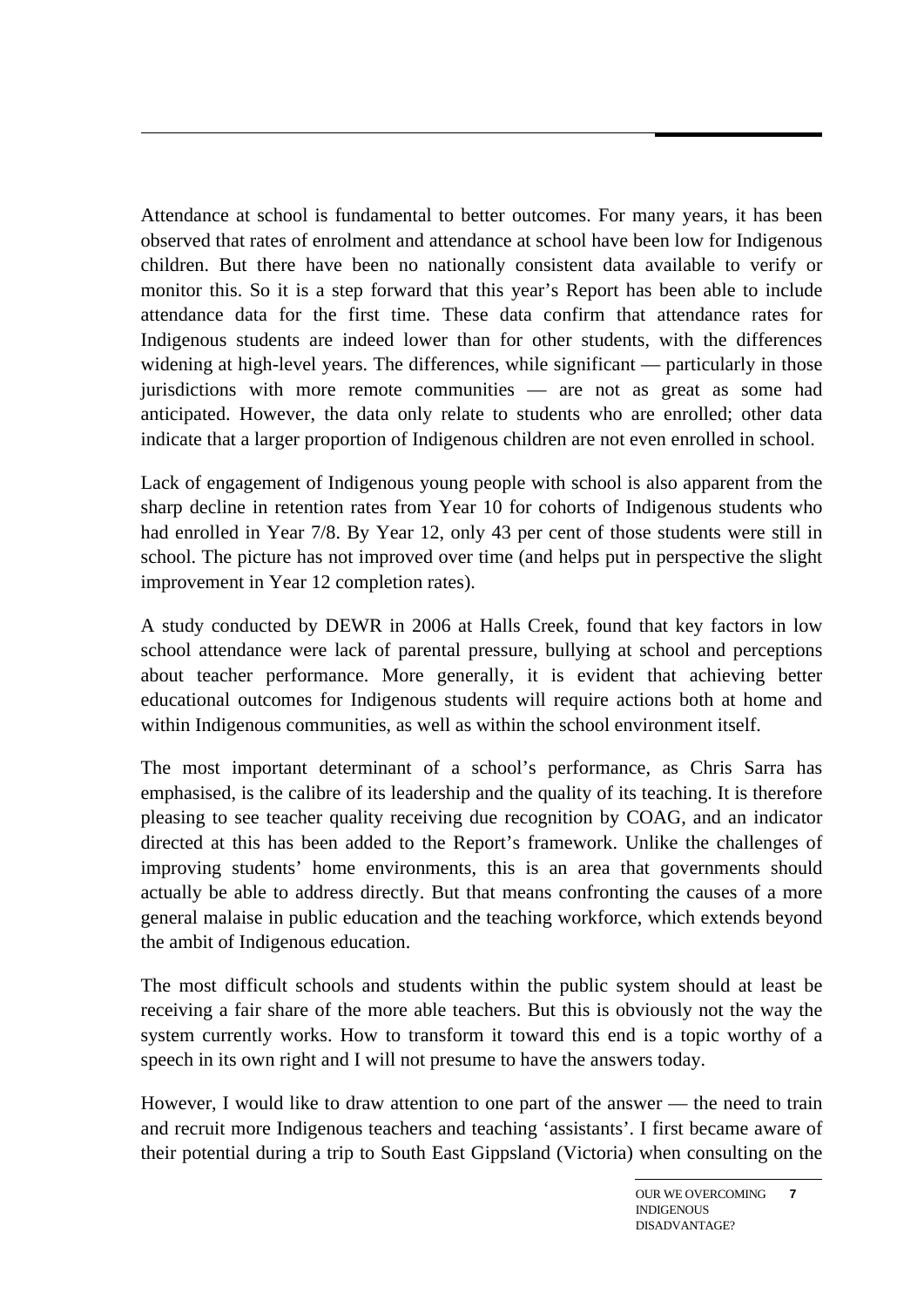Attendance at school is fundamental to better outcomes. For many years, it has been observed that rates of enrolment and attendance at school have been low for Indigenous children. But there have been no nationally consistent data available to verify or monitor this. So it is a step forward that this year's Report has been able to include attendance data for the first time. These data confirm that attendance rates for Indigenous students are indeed lower than for other students, with the differences widening at high-level years. The differences, while significant — particularly in those jurisdictions with more remote communities — are not as great as some had anticipated. However, the data only relate to students who are enrolled; other data indicate that a larger proportion of Indigenous children are not even enrolled in school.

Lack of engagement of Indigenous young people with school is also apparent from the sharp decline in retention rates from Year 10 for cohorts of Indigenous students who had enrolled in Year 7/8. By Year 12, only 43 per cent of those students were still in school. The picture has not improved over time (and helps put in perspective the slight improvement in Year 12 completion rates).

A study conducted by DEWR in 2006 at Halls Creek, found that key factors in low school attendance were lack of parental pressure, bullying at school and perceptions about teacher performance. More generally, it is evident that achieving better educational outcomes for Indigenous students will require actions both at home and within Indigenous communities, as well as within the school environment itself.

The most important determinant of a school's performance, as Chris Sarra has emphasised, is the calibre of its leadership and the quality of its teaching. It is therefore pleasing to see teacher quality receiving due recognition by COAG, and an indicator directed at this has been added to the Report's framework. Unlike the challenges of improving students' home environments, this is an area that governments should actually be able to address directly. But that means confronting the causes of a more general malaise in public education and the teaching workforce, which extends beyond the ambit of Indigenous education.

The most difficult schools and students within the public system should at least be receiving a fair share of the more able teachers. But this is obviously not the way the system currently works. How to transform it toward this end is a topic worthy of a speech in its own right and I will not presume to have the answers today.

However, I would like to draw attention to one part of the answer — the need to train and recruit more Indigenous teachers and teaching 'assistants'. I first became aware of their potential during a trip to South East Gippsland (Victoria) when consulting on the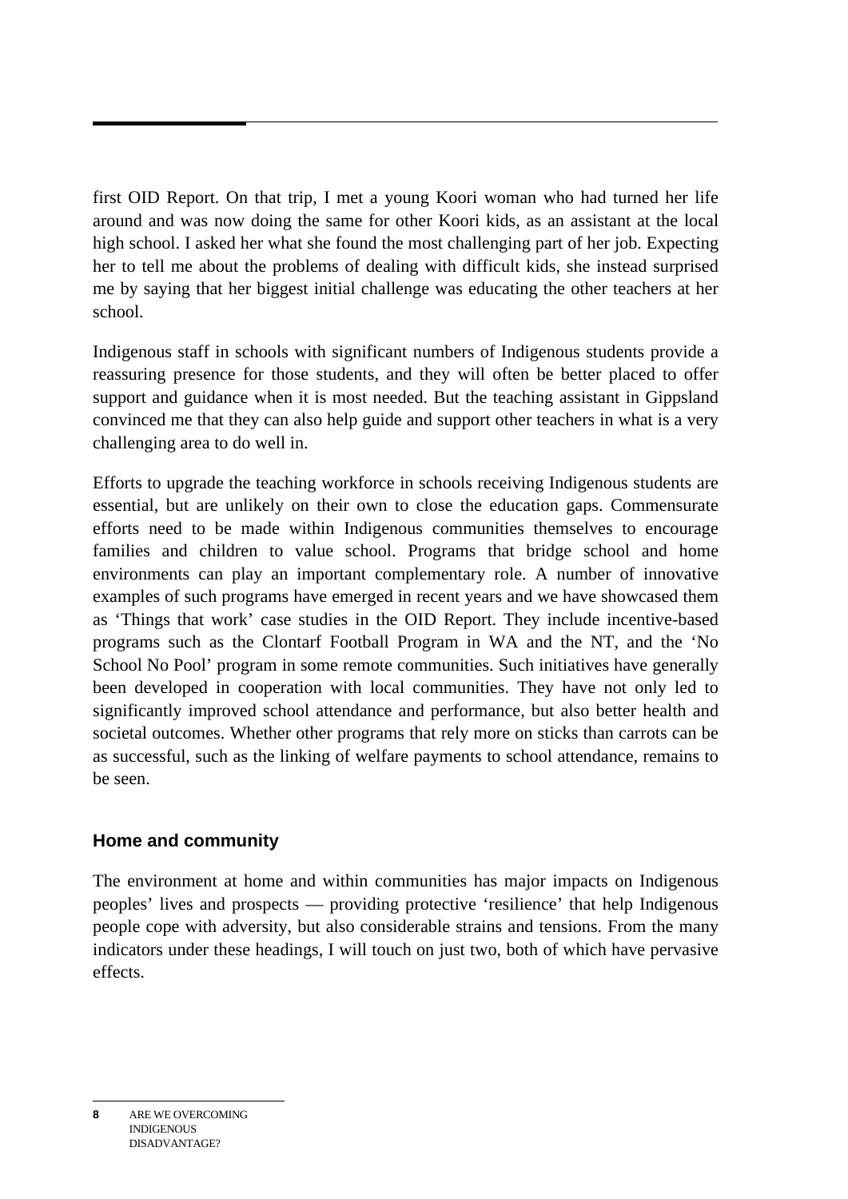first OID Report. On that trip, I met a young Koori woman who had turned her life around and was now doing the same for other Koori kids, as an assistant at the local high school. I asked her what she found the most challenging part of her job. Expecting her to tell me about the problems of dealing with difficult kids, she instead surprised me by saying that her biggest initial challenge was educating the other teachers at her school.

Indigenous staff in schools with significant numbers of Indigenous students provide a reassuring presence for those students, and they will often be better placed to offer support and guidance when it is most needed. But the teaching assistant in Gippsland convinced me that they can also help guide and support other teachers in what is a very challenging area to do well in.

Efforts to upgrade the teaching workforce in schools receiving Indigenous students are essential, but are unlikely on their own to close the education gaps. Commensurate efforts need to be made within Indigenous communities themselves to encourage families and children to value school. Programs that bridge school and home environments can play an important complementary role. A number of innovative examples of such programs have emerged in recent years and we have showcased them as 'Things that work' case studies in the OID Report. They include incentive-based programs such as the Clontarf Football Program in WA and the NT, and the 'No School No Pool' program in some remote communities. Such initiatives have generally been developed in cooperation with local communities. They have not only led to significantly improved school attendance and performance, but also better health and societal outcomes. Whether other programs that rely more on sticks than carrots can be as successful, such as the linking of welfare payments to school attendance, remains to be seen.

### Home and community

The environment at home and within communities has major impacts on Indigenous peoples' lives and prospects — providing protective 'resilience' that help Indigenous people cope with adversity, but also considerable strains and tensions. From the many indicators under these headings, I will touch on just two, both of which have pervasive effects.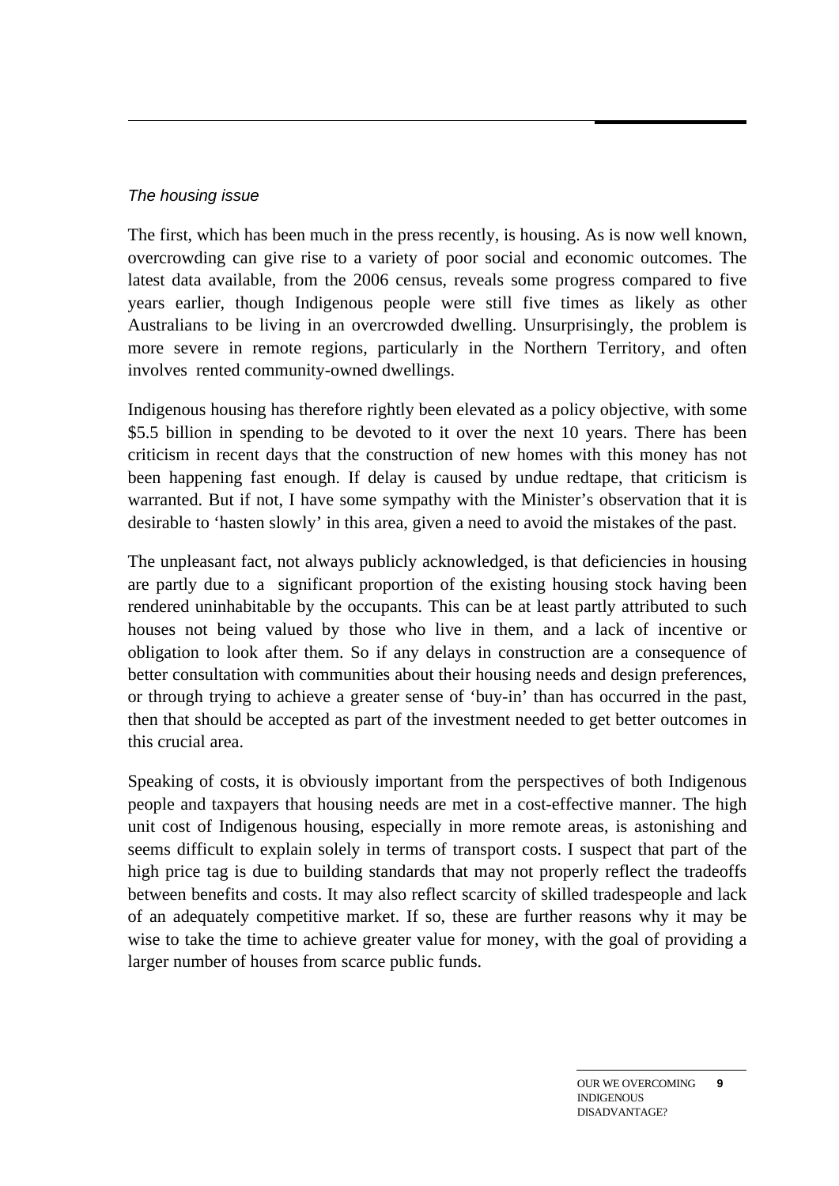*The housing issue*

The first, which has been much in the press recently, is housing. As is now well known, overcrowding can give rise to a variety of poor social and economic outcomes. The latest data available, from the 2006 census, reveals some progress compared to five years earlier, though Indigenous people were still five times as likely as other Australians to be living in an overcrowded dwelling. Unsurprisingly, the problem is more severe in remote regions, particularly in the Northern Territory, and often involves rented community-owned dwellings.

Indigenous housing has therefore rightly been elevated as a policy objective, with some $5.5 billion in spending to be devoted to it over the next 10 years. There has been criticism in recent days that the construction of new homes with this money has not been happening fast enough. If delay is caused by undue redtape, that criticism is warranted. But if not, I have some sympathy with the Minister's observation that it is desirable to 'hasten slowly' in this area, given a need to avoid the mistakes of the past.

The unpleasant fact, not always publicly acknowledged, is that deficiencies in housing are partly due to a significant proportion of the existing housing stock having been rendered uninhabitable by the occupants. This can be at least partly attributed to such houses not being valued by those who live in them, and a lack of incentive or obligation to look after them. So if any delays in construction are a consequence of better consultation with communities about their housing needs and design preferences, or through trying to achieve a greater sense of 'buy-in' than has occurred in the past, then that should be accepted as part of the investment needed to get better outcomes in this crucial area.

Speaking of costs, it is obviously important from the perspectives of both Indigenous people and taxpayers that housing needs are met in a cost-effective manner. The high unit cost of Indigenous housing, especially in more remote areas, is astonishing and seems difficult to explain solely in terms of transport costs. I suspect that part of the high price tag is due to building standards that may not properly reflect the tradeoffs between benefits and costs. It may also reflect scarcity of skilled tradespeople and lack of an adequately competitive market. If so, these are further reasons why it may be wise to take the time to achieve greater value for money, with the goal of providing a larger number of houses from scarce public funds.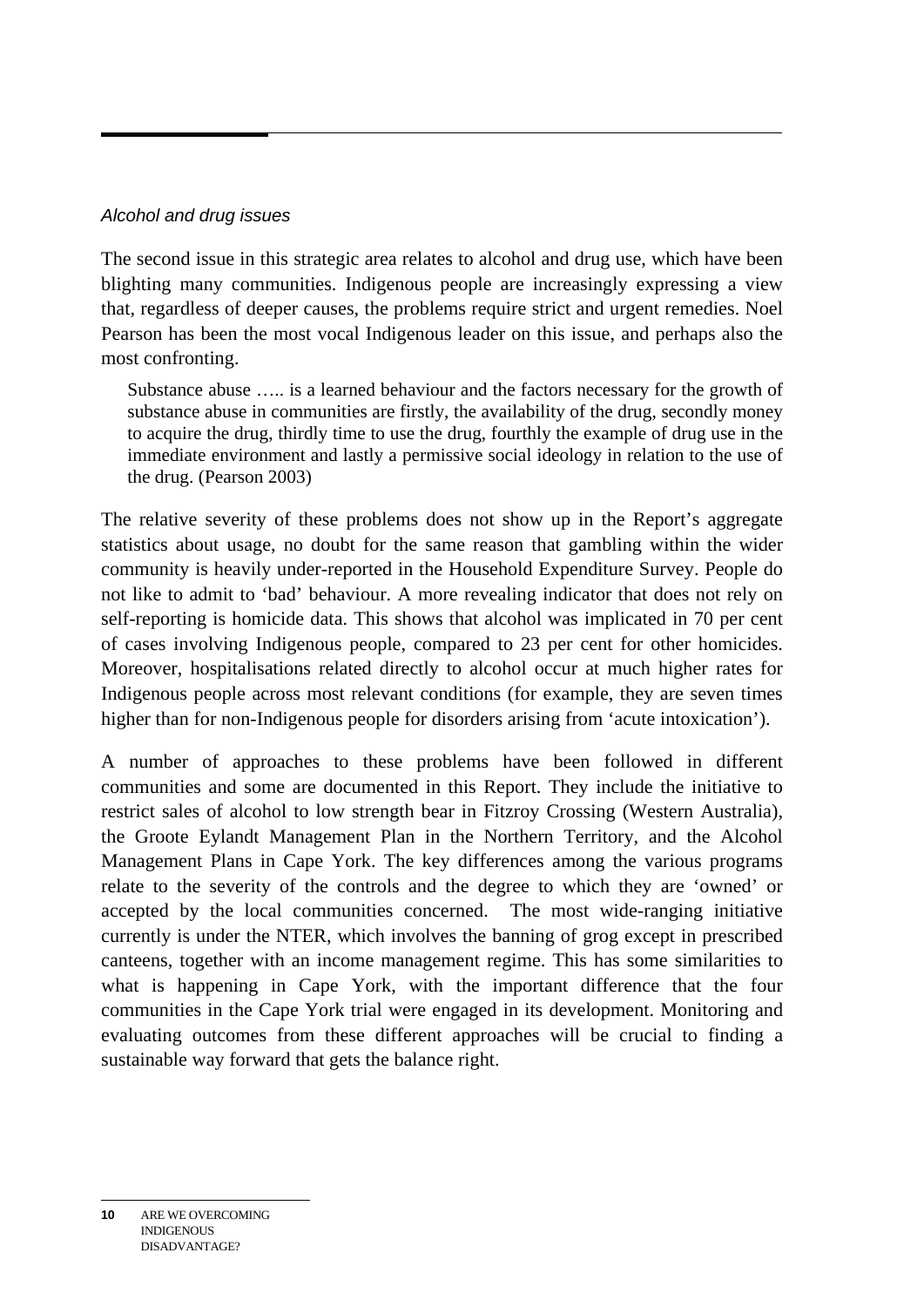*Alcohol and drug issues*

The second issue in this strategic area relates to alcohol and drug use, which have been blighting many communities. Indigenous people are increasingly expressing a view that, regardless of deeper causes, the problems require strict and urgent remedies. Noel Pearson has been the most vocal Indigenous leader on this issue, and perhaps also the most confronting.

> Substance abuse ….. is a learned behaviour and the factors necessary for the growth of substance abuse in communities are firstly, the availability of the drug, secondly money to acquire the drug, thirdly time to use the drug, fourthly the example of drug use in the immediate environment and lastly a permissive social ideology in relation to the use of the drug. (Pearson 2003)

The relative severity of these problems does not show up in the Report's aggregate statistics about usage, no doubt for the same reason that gambling within the wider community is heavily under-reported in the Household Expenditure Survey. People do not like to admit to 'bad' behaviour. A more revealing indicator that does not rely on self-reporting is homicide data. This shows that alcohol was implicated in 70 per cent of cases involving Indigenous people, compared to 23 per cent for other homicides. Moreover, hospitalisations related directly to alcohol occur at much higher rates for Indigenous people across most relevant conditions (for example, they are seven times higher than for non-Indigenous people for disorders arising from 'acute intoxication').

A number of approaches to these problems have been followed in different communities and some are documented in this Report. They include the initiative to restrict sales of alcohol to low strength bear in Fitzroy Crossing (Western Australia), the Groote Eylandt Management Plan in the Northern Territory, and the Alcohol Management Plans in Cape York. The key differences among the various programs relate to the severity of the controls and the degree to which they are 'owned' or accepted by the local communities concerned. The most wide-ranging initiative currently is under the NTER, which involves the banning of grog except in prescribed canteens, together with an income management regime. This has some similarities to what is happening in Cape York, with the important difference that the four communities in the Cape York trial were engaged in its development. Monitoring and evaluating outcomes from these different approaches will be crucial to finding a sustainable way forward that gets the balance right.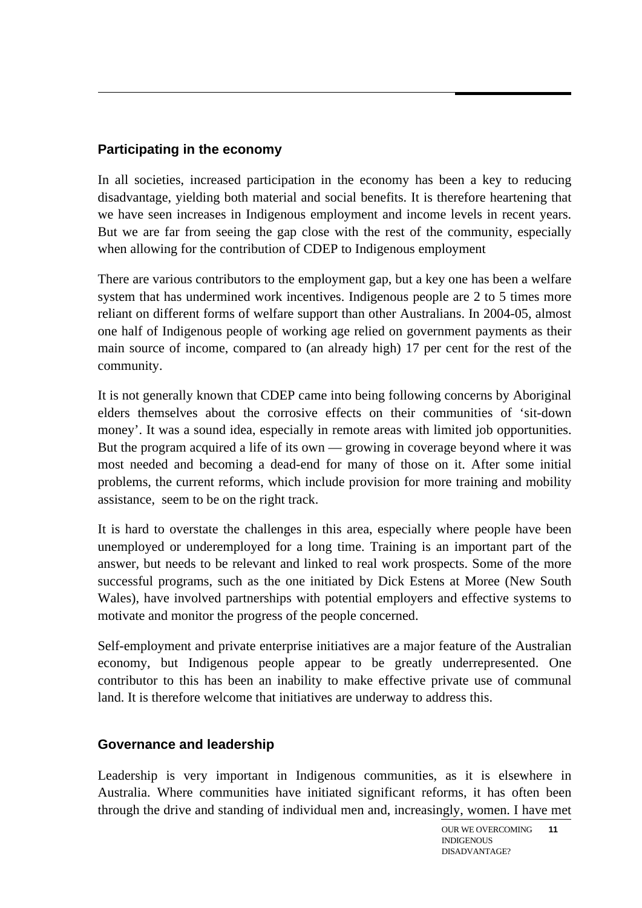## Participating in the economy

In all societies, increased participation in the economy has been a key to reducing disadvantage, yielding both material and social benefits. It is therefore heartening that we have seen increases in Indigenous employment and income levels in recent years. But we are far from seeing the gap close with the rest of the community, especially when allowing for the contribution of CDEP to Indigenous employment

There are various contributors to the employment gap, but a key one has been a welfare system that has undermined work incentives. Indigenous people are 2 to 5 times more reliant on different forms of welfare support than other Australians. In 2004-05, almost one half of Indigenous people of working age relied on government payments as their main source of income, compared to (an already high) 17 per cent for the rest of the community.

It is not generally known that CDEP came into being following concerns by Aboriginal elders themselves about the corrosive effects on their communities of 'sit-down money'. It was a sound idea, especially in remote areas with limited job opportunities. But the program acquired a life of its own — growing in coverage beyond where it was most needed and becoming a dead-end for many of those on it. After some initial problems, the current reforms, which include provision for more training and mobility assistance, seem to be on the right track.

It is hard to overstate the challenges in this area, especially where people have been unemployed or underemployed for a long time. Training is an important part of the answer, but needs to be relevant and linked to real work prospects. Some of the more successful programs, such as the one initiated by Dick Estens at Moree (New South Wales), have involved partnerships with potential employers and effective systems to motivate and monitor the progress of the people concerned.

Self-employment and private enterprise initiatives are a major feature of the Australian economy, but Indigenous people appear to be greatly underrepresented. One contributor to this has been an inability to make effective private use of communal land. It is therefore welcome that initiatives are underway to address this.

## Governance and leadership

Leadership is very important in Indigenous communities, as it is elsewhere in Australia. Where communities have initiated significant reforms, it has often been through the drive and standing of individual men and, increasingly, women. I have met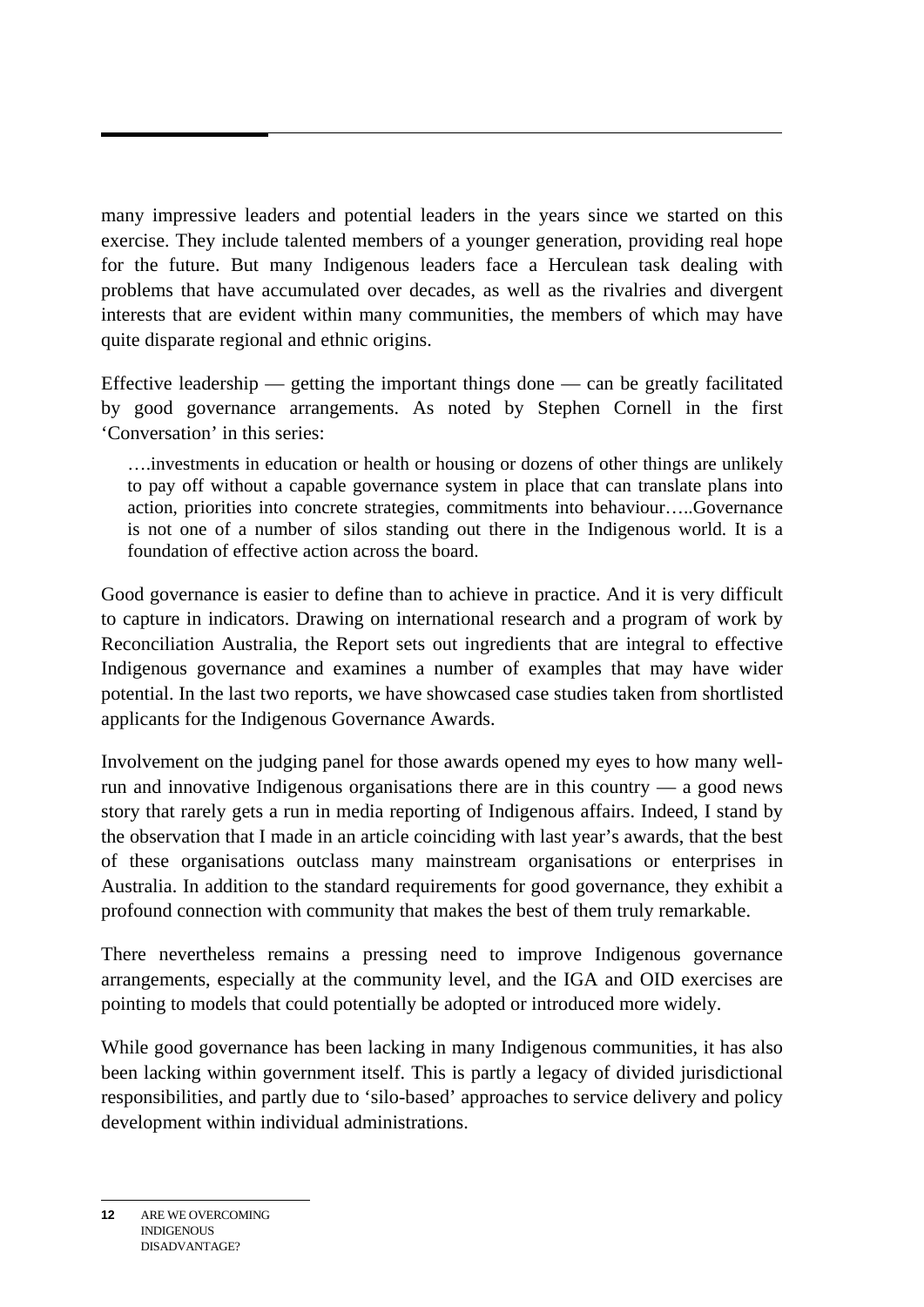many impressive leaders and potential leaders in the years since we started on this exercise. They include talented members of a younger generation, providing real hope for the future. But many Indigenous leaders face a Herculean task dealing with problems that have accumulated over decades, as well as the rivalries and divergent interests that are evident within many communities, the members of which may have quite disparate regional and ethnic origins.

Effective leadership — getting the important things done — can be greatly facilitated by good governance arrangements. As noted by Stephen Cornell in the first 'Conversation' in this series:

> ….investments in education or health or housing or dozens of other things are unlikely to pay off without a capable governance system in place that can translate plans into action, priorities into concrete strategies, commitments into behaviour…..Governance is not one of a number of silos standing out there in the Indigenous world. It is a foundation of effective action across the board.

Good governance is easier to define than to achieve in practice. And it is very difficult to capture in indicators. Drawing on international research and a program of work by Reconciliation Australia, the Report sets out ingredients that are integral to effective Indigenous governance and examines a number of examples that may have wider potential. In the last two reports, we have showcased case studies taken from shortlisted applicants for the Indigenous Governance Awards.

Involvement on the judging panel for those awards opened my eyes to how many well-run and innovative Indigenous organisations there are in this country — a good news story that rarely gets a run in media reporting of Indigenous affairs. Indeed, I stand by the observation that I made in an article coinciding with last year's awards, that the best of these organisations outclass many mainstream organisations or enterprises in Australia. In addition to the standard requirements for good governance, they exhibit a profound connection with community that makes the best of them truly remarkable.

There nevertheless remains a pressing need to improve Indigenous governance arrangements, especially at the community level, and the IGA and OID exercises are pointing to models that could potentially be adopted or introduced more widely.

While good governance has been lacking in many Indigenous communities, it has also been lacking within government itself. This is partly a legacy of divided jurisdictional responsibilities, and partly due to 'silo-based' approaches to service delivery and policy development within individual administrations.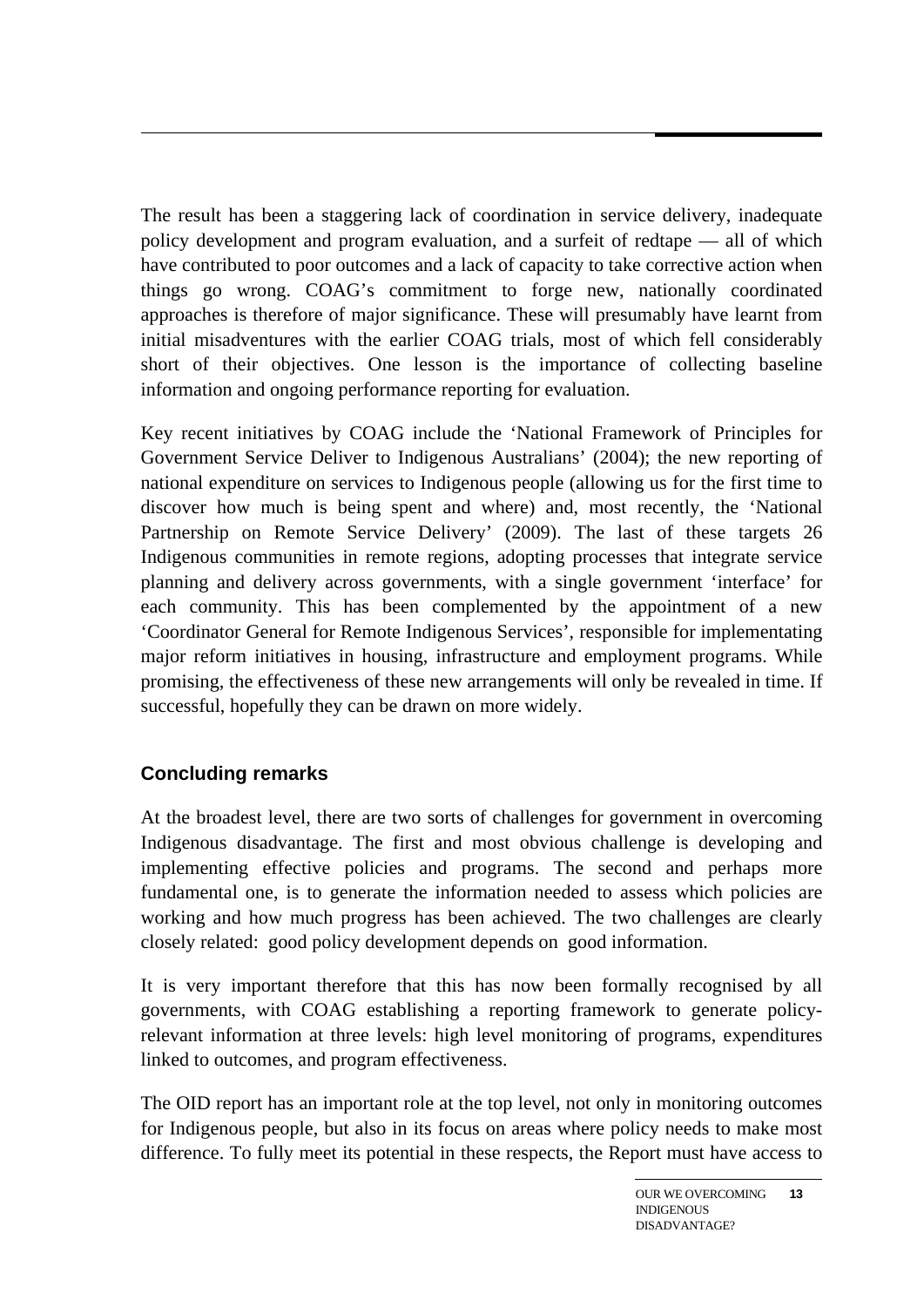The result has been a staggering lack of coordination in service delivery, inadequate policy development and program evaluation, and a surfeit of redtape — all of which have contributed to poor outcomes and a lack of capacity to take corrective action when things go wrong. COAG's commitment to forge new, nationally coordinated approaches is therefore of major significance. These will presumably have learnt from initial misadventures with the earlier COAG trials, most of which fell considerably short of their objectives. One lesson is the importance of collecting baseline information and ongoing performance reporting for evaluation.

Key recent initiatives by COAG include the 'National Framework of Principles for Government Service Deliver to Indigenous Australians' (2004); the new reporting of national expenditure on services to Indigenous people (allowing us for the first time to discover how much is being spent and where) and, most recently, the 'National Partnership on Remote Service Delivery' (2009). The last of these targets 26 Indigenous communities in remote regions, adopting processes that integrate service planning and delivery across governments, with a single government 'interface' for each community. This has been complemented by the appointment of a new 'Coordinator General for Remote Indigenous Services', responsible for implementating major reform initiatives in housing, infrastructure and employment programs. While promising, the effectiveness of these new arrangements will only be revealed in time. If successful, hopefully they can be drawn on more widely.

## Concluding remarks

At the broadest level, there are two sorts of challenges for government in overcoming Indigenous disadvantage. The first and most obvious challenge is developing and implementing effective policies and programs. The second and perhaps more fundamental one, is to generate the information needed to assess which policies are working and how much progress has been achieved. The two challenges are clearly closely related: good policy development depends on good information.

It is very important therefore that this has now been formally recognised by all governments, with COAG establishing a reporting framework to generate policy-relevant information at three levels: high level monitoring of programs, expenditures linked to outcomes, and program effectiveness.

The OID report has an important role at the top level, not only in monitoring outcomes for Indigenous people, but also in its focus on areas where policy needs to make most difference. To fully meet its potential in these respects, the Report must have access to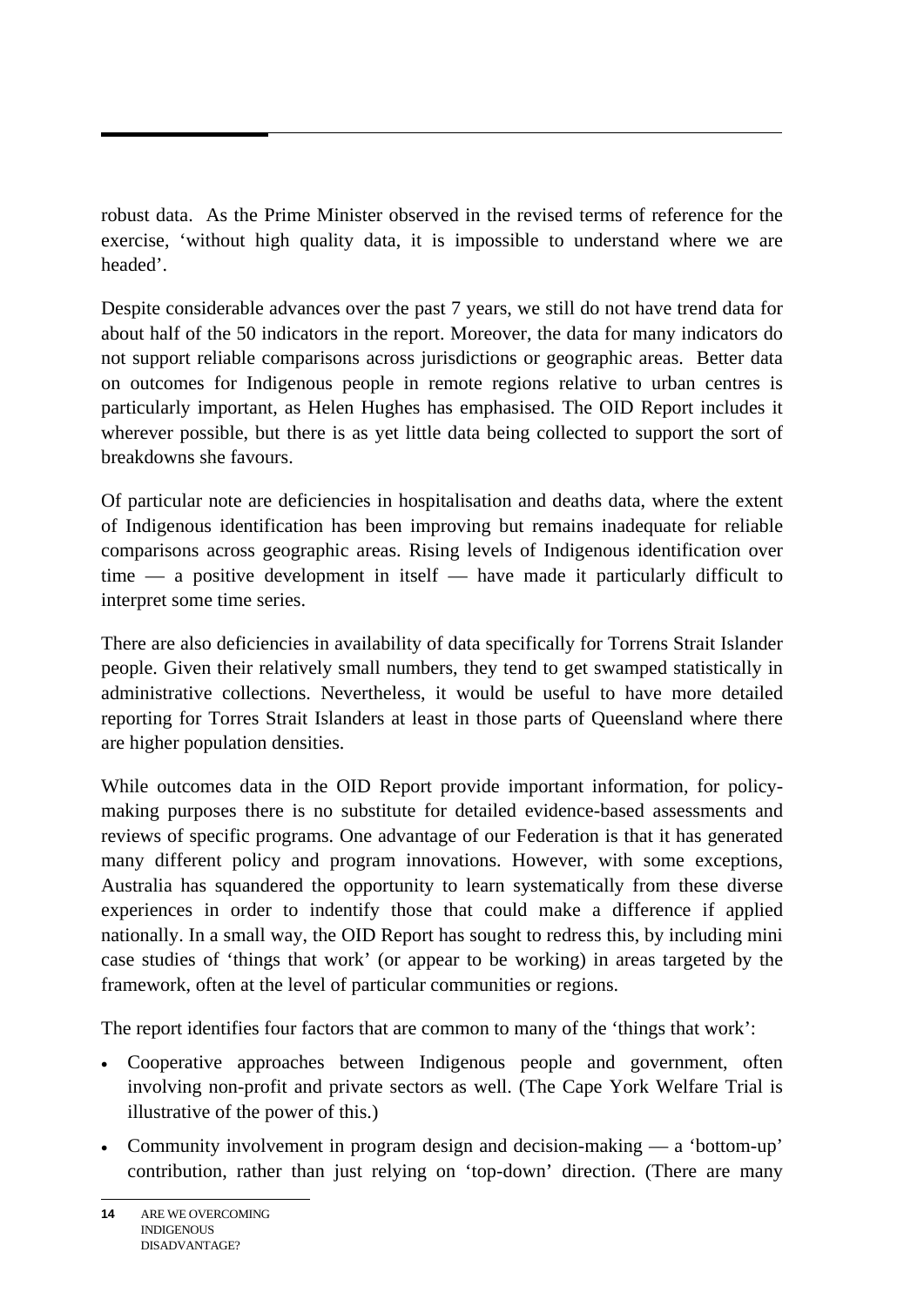robust data. As the Prime Minister observed in the revised terms of reference for the exercise, 'without high quality data, it is impossible to understand where we are headed'.

Despite considerable advances over the past 7 years, we still do not have trend data for about half of the 50 indicators in the report. Moreover, the data for many indicators do not support reliable comparisons across jurisdictions or geographic areas. Better data on outcomes for Indigenous people in remote regions relative to urban centres is particularly important, as Helen Hughes has emphasised. The OID Report includes it wherever possible, but there is as yet little data being collected to support the sort of breakdowns she favours.

Of particular note are deficiencies in hospitalisation and deaths data, where the extent of Indigenous identification has been improving but remains inadequate for reliable comparisons across geographic areas. Rising levels of Indigenous identification over time — a positive development in itself — have made it particularly difficult to interpret some time series.

There are also deficiencies in availability of data specifically for Torrens Strait Islander people. Given their relatively small numbers, they tend to get swamped statistically in administrative collections. Nevertheless, it would be useful to have more detailed reporting for Torres Strait Islanders at least in those parts of Queensland where there are higher population densities.

While outcomes data in the OID Report provide important information, for policy-making purposes there is no substitute for detailed evidence-based assessments and reviews of specific programs. One advantage of our Federation is that it has generated many different policy and program innovations. However, with some exceptions, Australia has squandered the opportunity to learn systematically from these diverse experiences in order to indentify those that could make a difference if applied nationally. In a small way, the OID Report has sought to redress this, by including mini case studies of 'things that work' (or appear to be working) in areas targeted by the framework, often at the level of particular communities or regions.

The report identifies four factors that are common to many of the 'things that work':

- Cooperative approaches between Indigenous people and government, often involving non-profit and private sectors as well. (The Cape York Welfare Trial is illustrative of the power of this.)
- Community involvement in program design and decision-making — a 'bottom-up' contribution, rather than just relying on 'top-down' direction. (There are many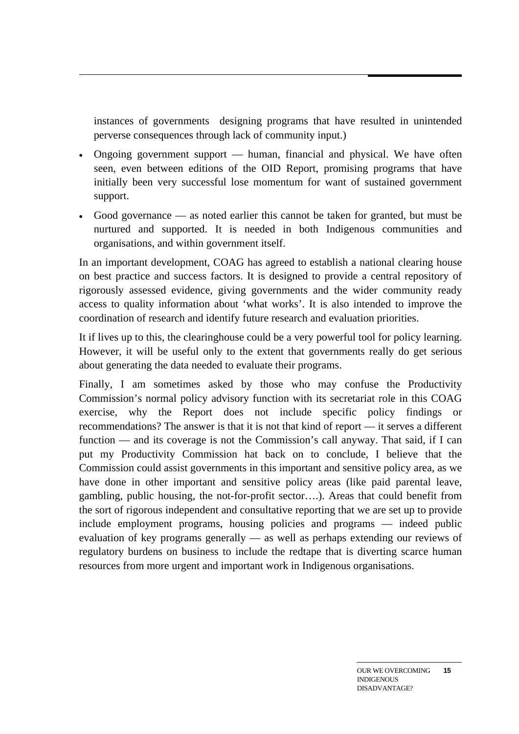instances of governments  designing programs that have resulted in unintended perverse consequences through lack of community input.)

- Ongoing government support — human, financial and physical. We have often seen, even between editions of the OID Report, promising programs that have initially been very successful lose momentum for want of sustained government support.
- Good governance — as noted earlier this cannot be taken for granted, but must be nurtured and supported. It is needed in both Indigenous communities and organisations, and within government itself.

In an important development, COAG has agreed to establish a national clearing house on best practice and success factors. It is designed to provide a central repository of rigorously assessed evidence, giving governments and the wider community ready access to quality information about 'what works'. It is also intended to improve the coordination of research and identify future research and evaluation priorities.

It if lives up to this, the clearinghouse could be a very powerful tool for policy learning. However, it will be useful only to the extent that governments really do get serious about generating the data needed to evaluate their programs.

Finally, I am sometimes asked by those who may confuse the Productivity Commission's normal policy advisory function with its secretariat role in this COAG exercise, why the Report does not include specific policy findings or recommendations? The answer is that it is not that kind of report — it serves a different function — and its coverage is not the Commission's call anyway. That said, if I can put my Productivity Commission hat back on to conclude, I believe that the Commission could assist governments in this important and sensitive policy area, as we have done in other important and sensitive policy areas (like paid parental leave, gambling, public housing, the not-for-profit sector….). Areas that could benefit from the sort of rigorous independent and consultative reporting that we are set up to provide include employment programs, housing policies and programs — indeed public evaluation of key programs generally — as well as perhaps extending our reviews of regulatory burdens on business to include the redtape that is diverting scarce human resources from more urgent and important work in Indigenous organisations.